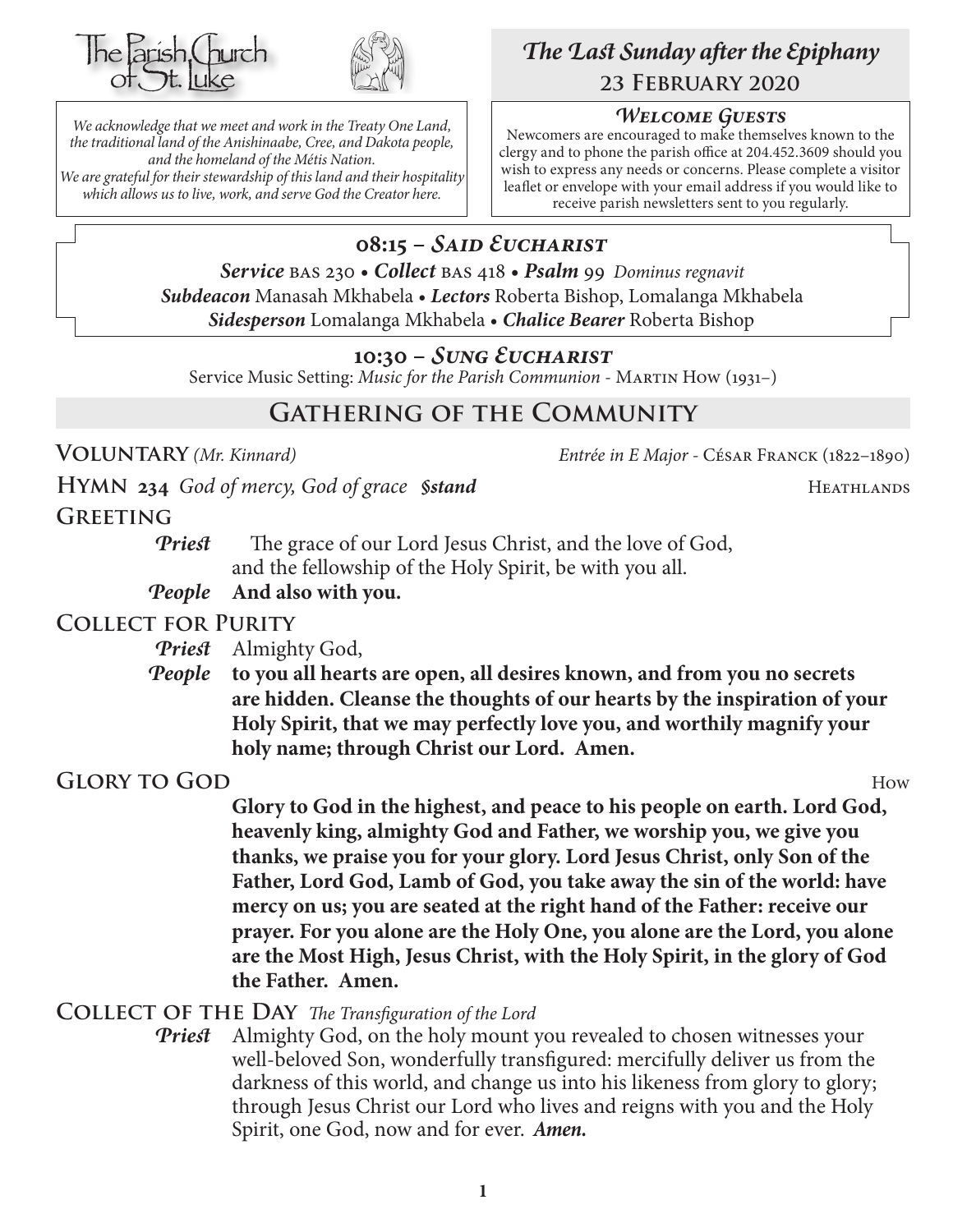The Parish Church of St. Luke

*We acknowledge that we meet and work in the Treaty One Land, the traditional land of the Anishinaabe, Cree, and Dakota people, and the homeland of the Métis Nation. We are grateful for their stewardship of this land and their hospitality which allows us to live, work, and serve God the Creator here.*

# *The Last Sunday after the Epiphany*

## 23 February 2020

### *Welcome Guests*

Newcomers are encouraged to make themselves known to the clergy and to phone the parish office at 204.452.3609 should you wish to express any needs or concerns. Please complete a visitor leaflet or envelope with your email address if you would like to receive parish newsletters sent to you regularly.

## 08:15 – *Said Eucharist*

***Service*** BAS 230 • ***Collect*** BAS 418 • ***Psalm*** 99 *Dominus regnavit*
***Subdeacon*** Manasah Mkhabela • ***Lectors*** Roberta Bishop, Lomalanga Mkhabela
***Sidesperson*** Lomalanga Mkhabela • ***Chalice Bearer*** Roberta Bishop

## 10:30 – *Sung Eucharist*

Service Music Setting: *Music for the Parish Communion* - Martin How (1931–)

## Gathering of the Community

**Voluntary** *(Mr. Kinnard)* *Entrée in E Major* - César Franck (1822–1890)

**Hymn 234** *God of mercy, God of grace* ***§stand*** Heathlands

**Greeting**

***Priest*** The grace of our Lord Jesus Christ, and the love of God, and the fellowship of the Holy Spirit, be with you all.
***People*** **And also with you.**

**Collect for Purity**

***Priest*** Almighty God,
***People*** **to you all hearts are open, all desires known, and from you no secrets are hidden. Cleanse the thoughts of our hearts by the inspiration of your Holy Spirit, that we may perfectly love you, and worthily magnify your holy name; through Christ our Lord. Amen.**

**Glory to God** How

**Glory to God in the highest, and peace to his people on earth. Lord God, heavenly king, almighty God and Father, we worship you, we give you thanks, we praise you for your glory. Lord Jesus Christ, only Son of the Father, Lord God, Lamb of God, you take away the sin of the world: have mercy on us; you are seated at the right hand of the Father: receive our prayer. For you alone are the Holy One, you alone are the Lord, you alone are the Most High, Jesus Christ, with the Holy Spirit, in the glory of God the Father. Amen.**

**Collect of the Day** *The Transfiguration of the Lord*

***Priest*** Almighty God, on the holy mount you revealed to chosen witnesses your well-beloved Son, wonderfully transfigured: mercifully deliver us from the darkness of this world, and change us into his likeness from glory to glory; through Jesus Christ our Lord who lives and reigns with you and the Holy Spirit, one God, now and for ever. ***Amen.***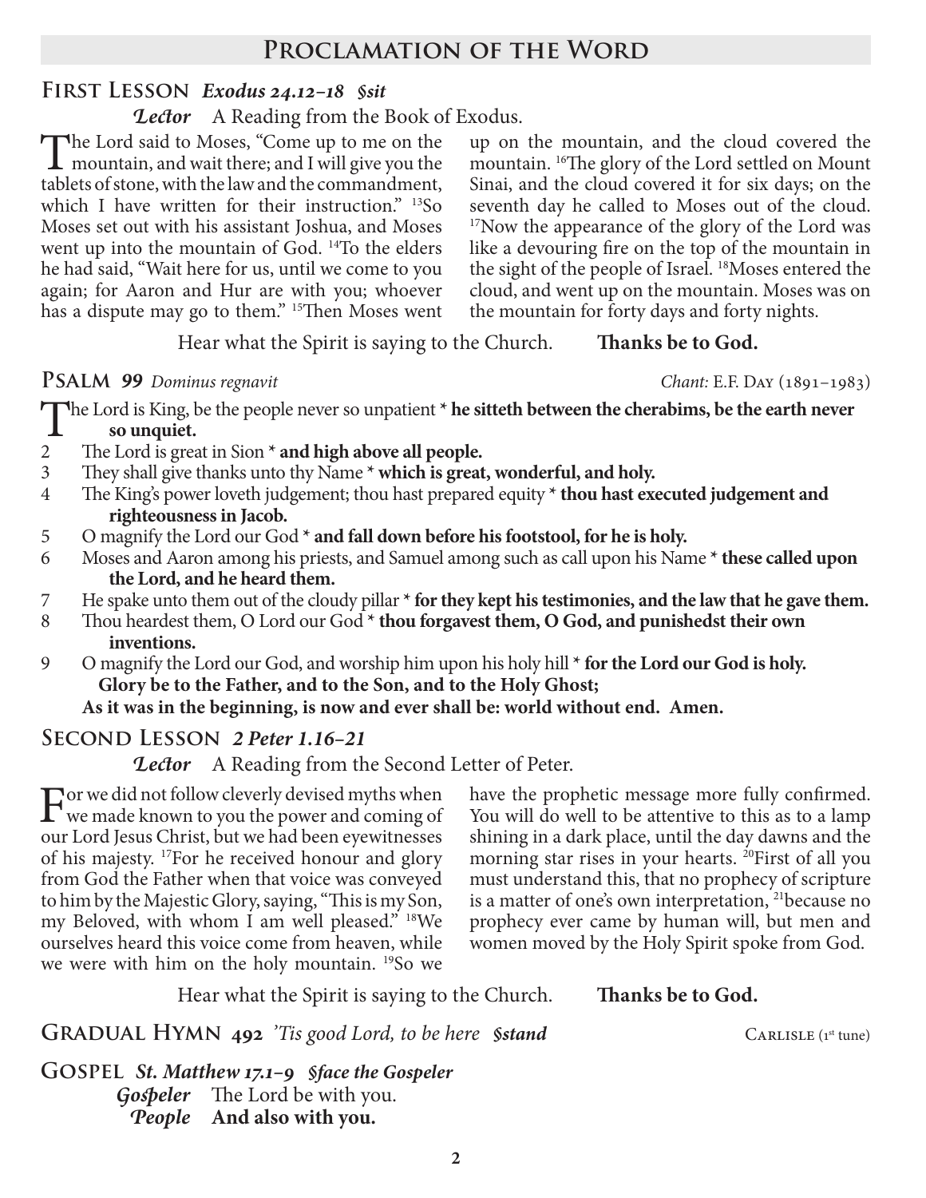# Proclamation of the Word

## First Lesson *Exodus 24.12–18 §sit*

***Lector*** A Reading from the Book of Exodus.

The Lord said to Moses, "Come up to me on the mountain, and wait there; and I will give you the tablets of stone, with the law and the commandment, which I have written for their instruction." [13]So Moses set out with his assistant Joshua, and Moses went up into the mountain of God. [14]To the elders he had said, "Wait here for us, until we come to you again; for Aaron and Hur are with you; whoever has a dispute may go to them." [15]Then Moses went up on the mountain, and the cloud covered the mountain. [16]The glory of the Lord settled on Mount Sinai, and the cloud covered it for six days; on the seventh day he called to Moses out of the cloud. [17]Now the appearance of the glory of the Lord was like a devouring fire on the top of the mountain in the sight of the people of Israel. [18]Moses entered the cloud, and went up on the mountain. Moses was on the mountain for forty days and forty nights.

Hear what the Spirit is saying to the Church. **Thanks be to God.**

## Psalm *99 Dominus regnavit*

*Chant:* E.F. Day (1891–1983)

The Lord is King, be the people never so unpatient * **he sitteth between the cherabims, be the earth never so unquiet.**

2 The Lord is great in Sion * **and high above all people.**

3 They shall give thanks unto thy Name * **which is great, wonderful, and holy.**

4 The King's power loveth judgement; thou hast prepared equity * **thou hast executed judgement and righteousness in Jacob.**

5 O magnify the Lord our God * **and fall down before his footstool, for he is holy.**

6 Moses and Aaron among his priests, and Samuel among such as call upon his Name * **these called upon the Lord, and he heard them.**

7 He spake unto them out of the cloudy pillar * **for they kept his testimonies, and the law that he gave them.**

8 Thou heardest them, O Lord our God * **thou forgavest them, O God, and punishedst their own inventions.**

9 O magnify the Lord our God, and worship him upon his holy hill * **for the Lord our God is holy.**

**Glory be to the Father, and to the Son, and to the Holy Ghost;**
**As it was in the beginning, is now and ever shall be: world without end. Amen.**

## Second Lesson *2 Peter 1.16–21*

***Lector*** A Reading from the Second Letter of Peter.

For we did not follow cleverly devised myths when we made known to you the power and coming of our Lord Jesus Christ, but we had been eyewitnesses of his majesty. [17]For he received honour and glory from God the Father when that voice was conveyed to him by the Majestic Glory, saying, "This is my Son, my Beloved, with whom I am well pleased." [18]We ourselves heard this voice come from heaven, while we were with him on the holy mountain. [19]So we have the prophetic message more fully confirmed. You will do well to be attentive to this as to a lamp shining in a dark place, until the day dawns and the morning star rises in your hearts. [20]First of all you must understand this, that no prophecy of scripture is a matter of one's own interpretation, [21]because no prophecy ever came by human will, but men and women moved by the Holy Spirit spoke from God.

Hear what the Spirit is saying to the Church. **Thanks be to God.**

## Gradual Hymn 492 *'Tis good Lord, to be here §stand*

Carlisle (1st tune)

## Gospel *St. Matthew 17.1–9 §face the Gospeler*

***Gospeler*** The Lord be with you.
***People*** **And also with you.**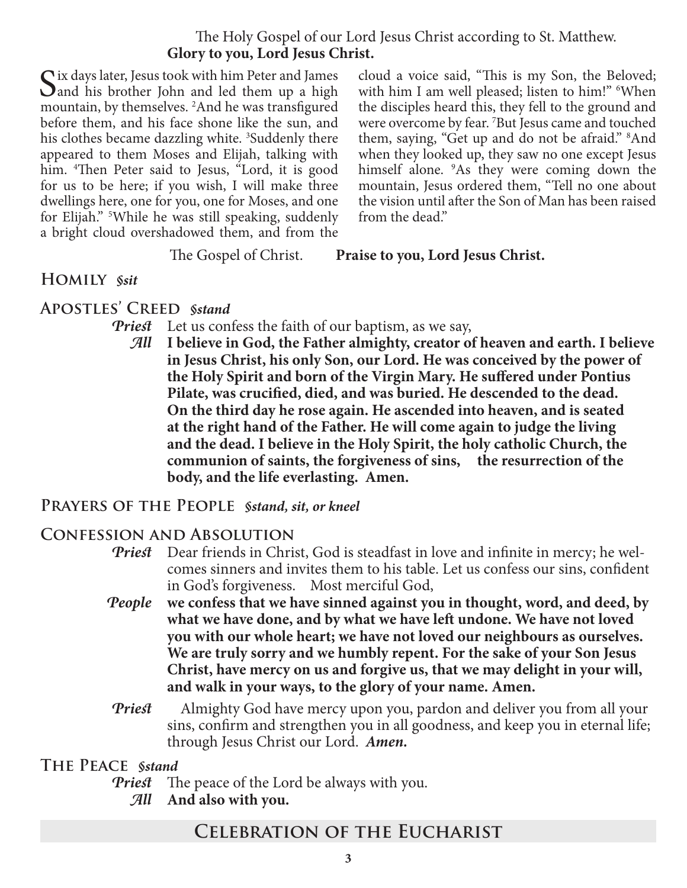The Holy Gospel of our Lord Jesus Christ according to St. Matthew.
**Glory to you, Lord Jesus Christ.**

Six days later, Jesus took with him Peter and James and his brother John and led them up a high mountain, by themselves. [2]And he was transfigured before them, and his face shone like the sun, and his clothes became dazzling white. [3]Suddenly there appeared to them Moses and Elijah, talking with him. [4]Then Peter said to Jesus, "Lord, it is good for us to be here; if you wish, I will make three dwellings here, one for you, one for Moses, and one for Elijah." [5]While he was still speaking, suddenly a bright cloud overshadowed them, and from the cloud a voice said, "This is my Son, the Beloved; with him I am well pleased; listen to him!" [6]When the disciples heard this, they fell to the ground and were overcome by fear. [7]But Jesus came and touched them, saying, "Get up and do not be afraid." [8]And when they looked up, they saw no one except Jesus himself alone. [9]As they were coming down the mountain, Jesus ordered them, "Tell no one about the vision until after the Son of Man has been raised from the dead."

The Gospel of Christ. **Praise to you, Lord Jesus Christ.**

## Homily *§sit*

## Apostles' Creed *§stand*

***Priest*** Let us confess the faith of our baptism, as we say,

***All*** **I believe in God, the Father almighty, creator of heaven and earth. I believe in Jesus Christ, his only Son, our Lord. He was conceived by the power of the Holy Spirit and born of the Virgin Mary. He suffered under Pontius Pilate, was crucified, died, and was buried. He descended to the dead. On the third day he rose again. He ascended into heaven, and is seated at the right hand of the Father. He will come again to judge the living and the dead. I believe in the Holy Spirit, the holy catholic Church, the communion of saints, the forgiveness of sins, the resurrection of the body, and the life everlasting. Amen.**

## Prayers of the People *§stand, sit, or kneel*

## Confession and Absolution

***Priest*** Dear friends in Christ, God is steadfast in love and infinite in mercy; he welcomes sinners and invites them to his table. Let us confess our sins, confident in God's forgiveness. Most merciful God,

***People*** **we confess that we have sinned against you in thought, word, and deed, by what we have done, and by what we have left undone. We have not loved you with our whole heart; we have not loved our neighbours as ourselves. We are truly sorry and we humbly repent. For the sake of your Son Jesus Christ, have mercy on us and forgive us, that we may delight in your will, and walk in your ways, to the glory of your name. Amen.**

***Priest*** Almighty God have mercy upon you, pardon and deliver you from all your sins, confirm and strengthen you in all goodness, and keep you in eternal life; through Jesus Christ our Lord. ***Amen.***

## The Peace *§stand*

***Priest*** The peace of the Lord be always with you.

***All*** **And also with you.**

# Celebration of the Eucharist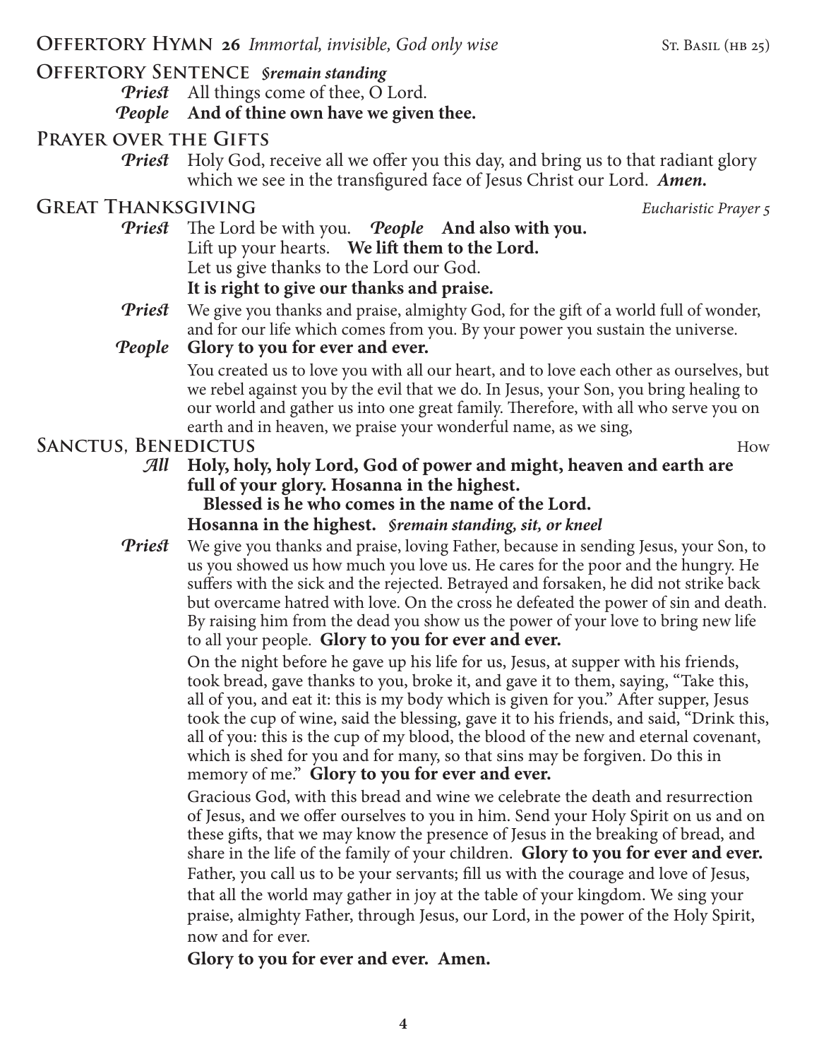## Offertory Hymn 26 *Immortal, invisible, God only wise* St. Basil (hb 25)

## Offertory Sentence *§remain standing*

***Priest*** All things come of thee, O Lord.

***People*** **And of thine own have we given thee.**

## Prayer over the Gifts

***Priest*** Holy God, receive all we offer you this day, and bring us to that radiant glory which we see in the transfigured face of Jesus Christ our Lord. ***Amen.***

## Great Thanksgiving *Eucharistic Prayer 5*

***Priest*** The Lord be with you. ***People*** **And also with you.**
Lift up your hearts. **We lift them to the Lord.**
Let us give thanks to the Lord our God.
**It is right to give our thanks and praise.**

***Priest*** We give you thanks and praise, almighty God, for the gift of a world full of wonder, and for our life which comes from you. By your power you sustain the universe.

***People*** **Glory to you for ever and ever.**

You created us to love you with all our heart, and to love each other as ourselves, but we rebel against you by the evil that we do. In Jesus, your Son, you bring healing to our world and gather us into one great family. Therefore, with all who serve you on earth and in heaven, we praise your wonderful name, as we sing,

## Sanctus, Benedictus How

***All*** **Holy, holy, holy Lord, God of power and might, heaven and earth are full of your glory. Hosanna in the highest.**
**Blessed is he who comes in the name of the Lord.**
**Hosanna in the highest.** *§remain standing, sit, or kneel*

***Priest*** We give you thanks and praise, loving Father, because in sending Jesus, your Son, to us you showed us how much you love us. He cares for the poor and the hungry. He suffers with the sick and the rejected. Betrayed and forsaken, he did not strike back but overcame hatred with love. On the cross he defeated the power of sin and death. By raising him from the dead you show us the power of your love to bring new life to all your people. **Glory to you for ever and ever.**

On the night before he gave up his life for us, Jesus, at supper with his friends, took bread, gave thanks to you, broke it, and gave it to them, saying, "Take this, all of you, and eat it: this is my body which is given for you." After supper, Jesus took the cup of wine, said the blessing, gave it to his friends, and said, "Drink this, all of you: this is the cup of my blood, the blood of the new and eternal covenant, which is shed for you and for many, so that sins may be forgiven. Do this in memory of me." **Glory to you for ever and ever.**

Gracious God, with this bread and wine we celebrate the death and resurrection of Jesus, and we offer ourselves to you in him. Send your Holy Spirit on us and on these gifts, that we may know the presence of Jesus in the breaking of bread, and share in the life of the family of your children. **Glory to you for ever and ever.**
Father, you call us to be your servants; fill us with the courage and love of Jesus, that all the world may gather in joy at the table of your kingdom. We sing your praise, almighty Father, through Jesus, our Lord, in the power of the Holy Spirit, now and for ever.

**Glory to you for ever and ever. Amen.**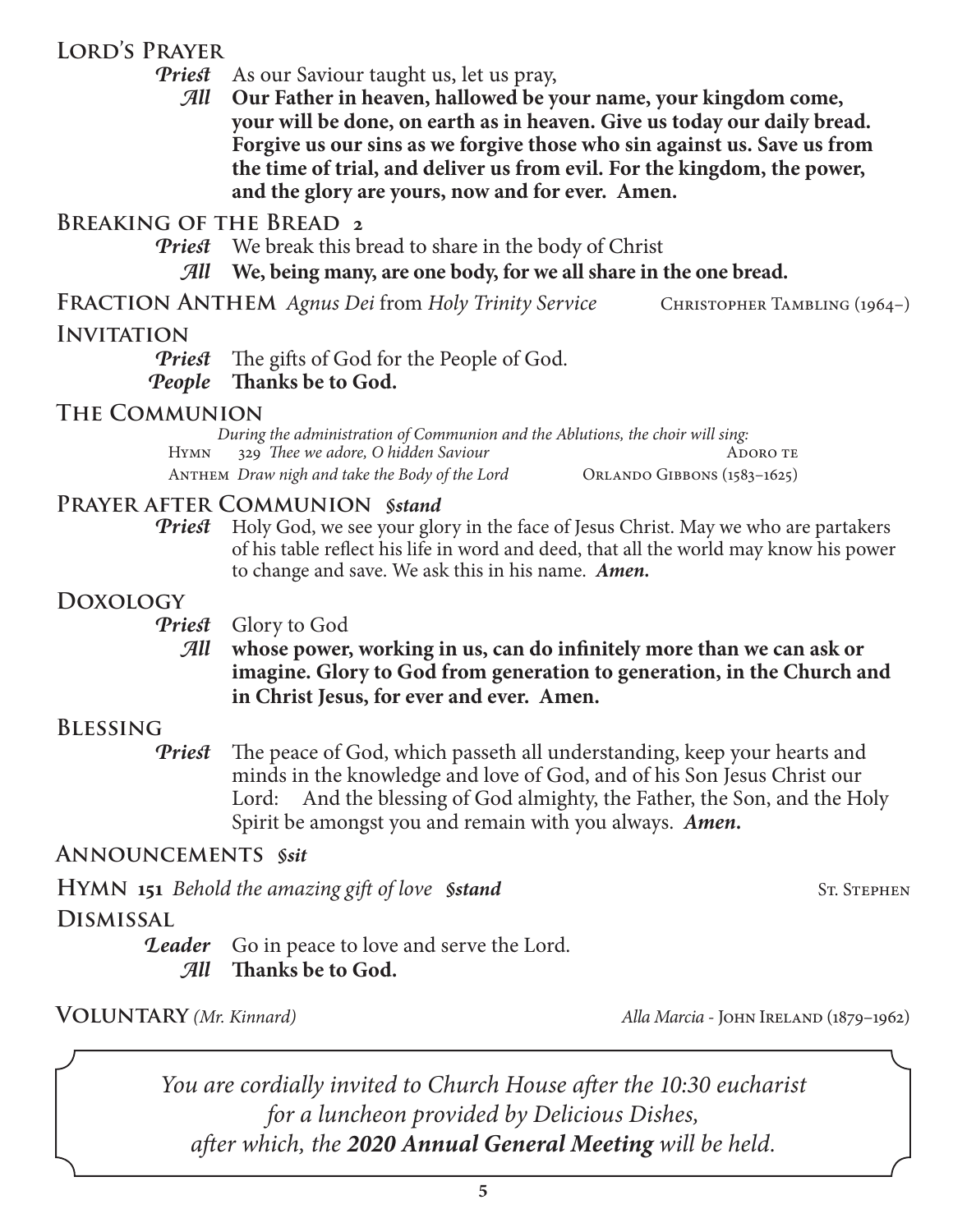## Lord's Prayer

***Priest*** As our Saviour taught us, let us pray,

***All*** **Our Father in heaven, hallowed be your name, your kingdom come, your will be done, on earth as in heaven. Give us today our daily bread. Forgive us our sins as we forgive those who sin against us. Save us from the time of trial, and deliver us from evil. For the kingdom, the power, and the glory are yours, now and for ever. Amen.**

## Breaking of the Bread 2

***Priest*** We break this bread to share in the body of Christ

***All*** **We, being many, are one body, for we all share in the one bread.**

## Fraction Anthem *Agnus Dei* from *Holy Trinity Service* — Christopher Tambling (1964–)

## Invitation

***Priest*** The gifts of God for the People of God.

***People*** **Thanks be to God.**

## The Communion

*During the administration of Communion and the Ablutions, the choir will sing:*

Hymn 329 *Thee we adore, O hidden Saviour* — Adoro te

Anthem *Draw nigh and take the Body of the Lord* — Orlando Gibbons (1583–1625)

## Prayer after Communion *§stand*

***Priest*** Holy God, we see your glory in the face of Jesus Christ. May we who are partakers of his table reflect his life in word and deed, that all the world may know his power to change and save. We ask this in his name. ***Amen.***

## Doxology

***Priest*** Glory to God

***All*** **whose power, working in us, can do infinitely more than we can ask or imagine. Glory to God from generation to generation, in the Church and in Christ Jesus, for ever and ever. Amen.**

## Blessing

***Priest*** The peace of God, which passeth all understanding, keep your hearts and minds in the knowledge and love of God, and of his Son Jesus Christ our Lord: And the blessing of God almighty, the Father, the Son, and the Holy Spirit be amongst you and remain with you always. ***Amen.***

## Announcements *§sit*

## Hymn 151 *Behold the amazing gift of love* *§stand* — St. Stephen

## Dismissal

***Leader*** Go in peace to love and serve the Lord.

***All*** **Thanks be to God.**

## Voluntary *(Mr. Kinnard)* — *Alla Marcia* - John Ireland (1879–1962)

*You are cordially invited to Church House after the 10:30 eucharist for a luncheon provided by Delicious Dishes, after which, the **2020 Annual General Meeting** will be held.*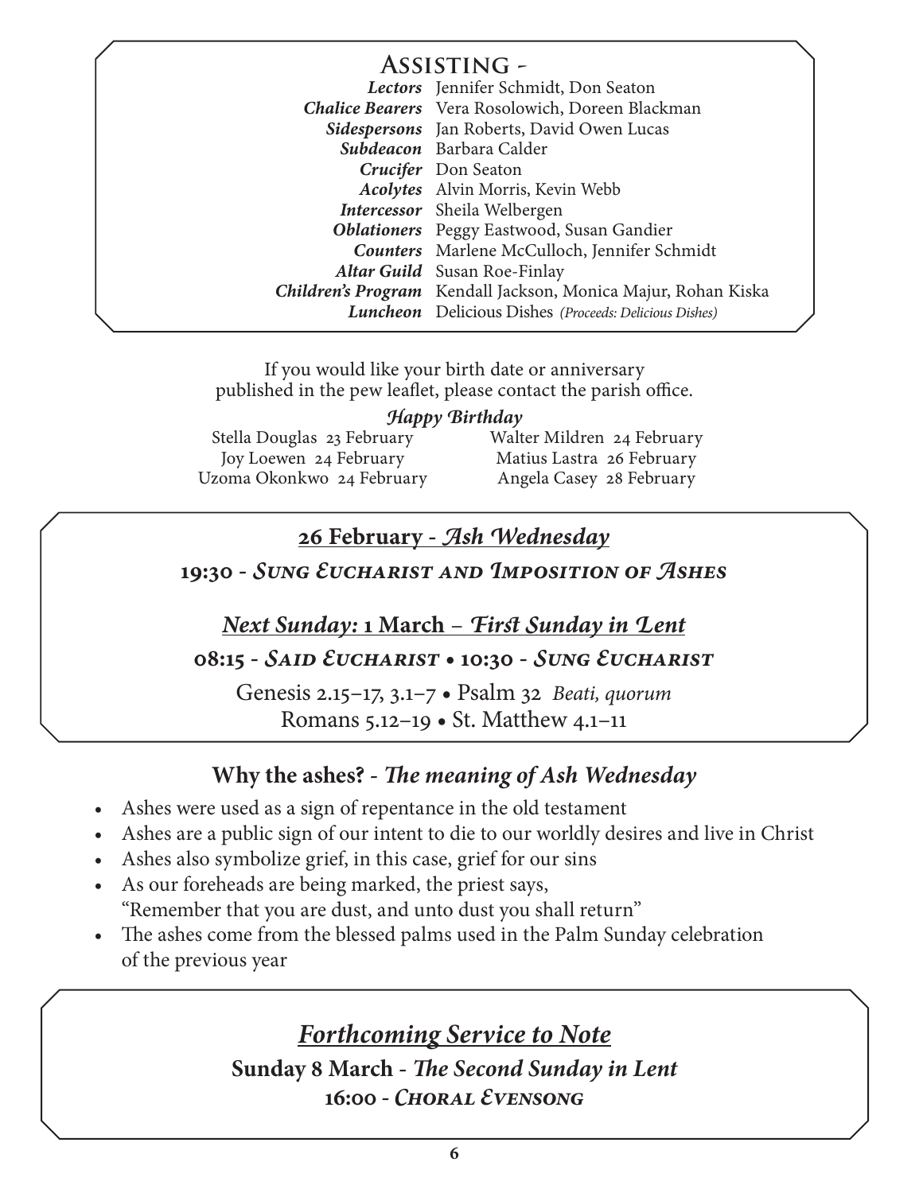## Assisting -

| | |
|---|---|
| ***Lectors*** | Jennifer Schmidt, Don Seaton |
| ***Chalice Bearers*** | Vera Rosolowich, Doreen Blackman |
| ***Sidespersons*** | Jan Roberts, David Owen Lucas |
| ***Subdeacon*** | Barbara Calder |
| ***Crucifer*** | Don Seaton |
| ***Acolytes*** | Alvin Morris, Kevin Webb |
| ***Intercessor*** | Sheila Welbergen |
| ***Oblationers*** | Peggy Eastwood, Susan Gandier |
| ***Counters*** | Marlene McCulloch, Jennifer Schmidt |
| ***Altar Guild*** | Susan Roe-Finlay |
| ***Children's Program*** | Kendall Jackson, Monica Majur, Rohan Kiska |
| ***Luncheon*** | Delicious Dishes *(Proceeds: Delicious Dishes)* |

If you would like your birth date or anniversary published in the pew leaflet, please contact the parish office.

*Happy Birthday*

Stella Douglas 23 February
Joy Loewen 24 February
Uzoma Okonkwo 24 February
Walter Mildren 24 February
Matius Lastra 26 February
Angela Casey 28 February

**26 February - *Ash Wednesday***

**19:30 - *Sung Eucharist and Imposition of Ashes***

***Next Sunday:* 1 March – *First Sunday in Lent***

**08:15 - *Said Eucharist* • 10:30 - *Sung Eucharist***

Genesis 2.15–17, 3.1–7 • Psalm 32 *Beati, quorum*
Romans 5.12–19 • St. Matthew 4.1–11

### Why the ashes? - *The meaning of Ash Wednesday*

- Ashes were used as a sign of repentance in the old testament
- Ashes are a public sign of our intent to die to our worldly desires and live in Christ
- Ashes also symbolize grief, in this case, grief for our sins
- As our foreheads are being marked, the priest says, "Remember that you are dust, and unto dust you shall return"
- The ashes come from the blessed palms used in the Palm Sunday celebration of the previous year

***Forthcoming Service to Note***

**Sunday 8 March - *The Second Sunday in Lent***

**16:00 - *Choral Evensong***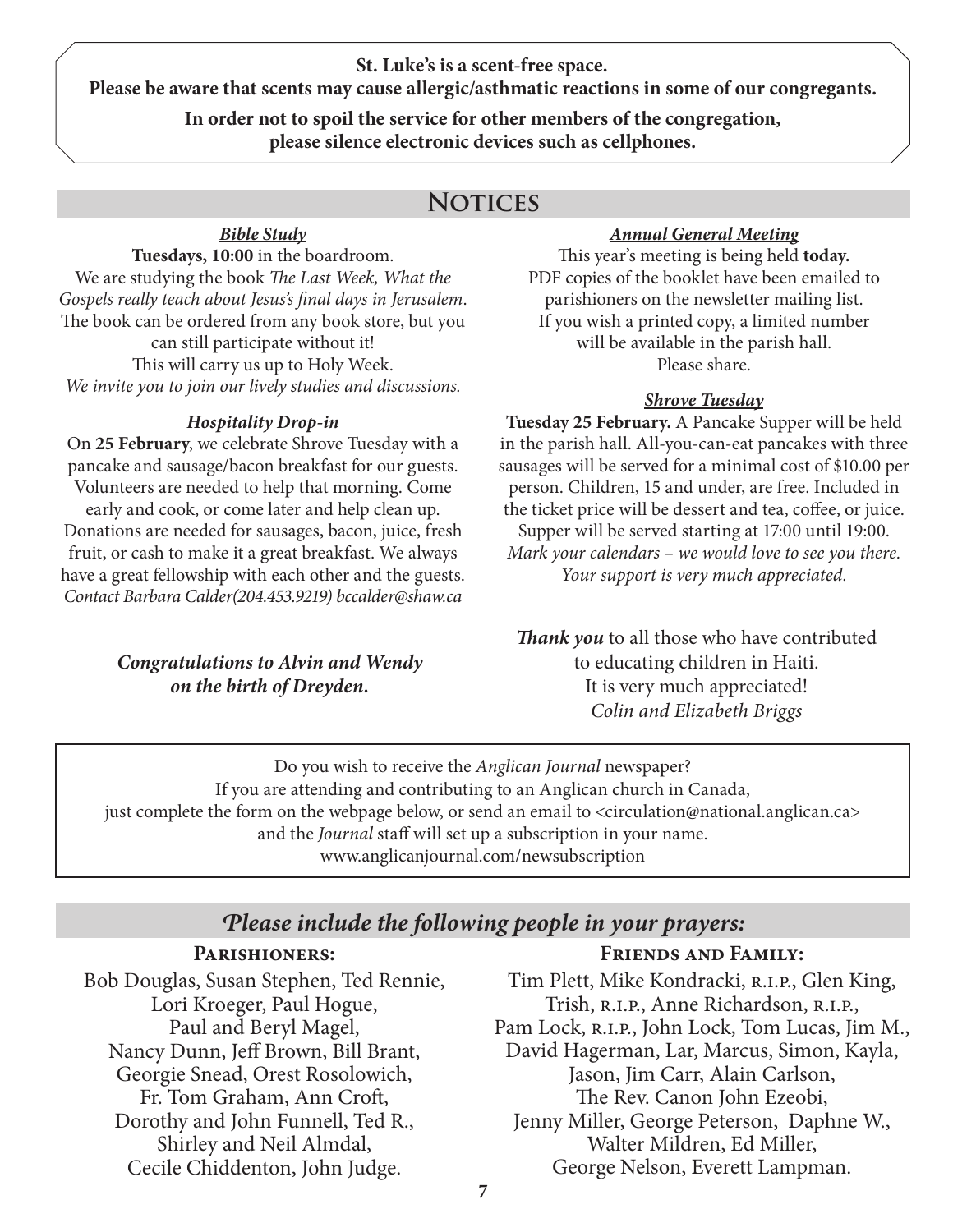**St. Luke's is a scent-free space.**
**Please be aware that scents may cause allergic/asthmatic reactions in some of our congregants.**

**In order not to spoil the service for other members of the congregation, please silence electronic devices such as cellphones.**

## Notices

***Bible Study***

**Tuesdays, 10:00** in the boardroom.
We are studying the book *The Last Week, What the Gospels really teach about Jesus's final days in Jerusalem*. The book can be ordered from any book store, but you can still participate without it!
This will carry us up to Holy Week.
*We invite you to join our lively studies and discussions.*

***Hospitality Drop-in***

On **25 February**, we celebrate Shrove Tuesday with a pancake and sausage/bacon breakfast for our guests. Volunteers are needed to help that morning. Come early and cook, or come later and help clean up. Donations are needed for sausages, bacon, juice, fresh fruit, or cash to make it a great breakfast. We always have a great fellowship with each other and the guests.
*Contact Barbara Calder(204.453.9219) bccalder@shaw.ca*

***Congratulations to Alvin and Wendy on the birth of Dreyden.***

***Annual General Meeting***

This year's meeting is being held **today.**
PDF copies of the booklet have been emailed to parishioners on the newsletter mailing list.
If you wish a printed copy, a limited number will be available in the parish hall.
Please share.

***Shrove Tuesday***

**Tuesday 25 February.** A Pancake Supper will be held in the parish hall. All-you-can-eat pancakes with three sausages will be served for a minimal cost of $10.00 per person. Children, 15 and under, are free. Included in the ticket price will be dessert and tea, coffee, or juice. Supper will be served starting at 17:00 until 19:00.
*Mark your calendars – we would love to see you there. Your support is very much appreciated.*

***Thank you*** to all those who have contributed to educating children in Haiti.
It is very much appreciated!
*Colin and Elizabeth Briggs*

Do you wish to receive the *Anglican Journal* newspaper?
If you are attending and contributing to an Anglican church in Canada, just complete the form on the webpage below, or send an email to <circulation@national.anglican.ca> and the *Journal* staff will set up a subscription in your name.
www.anglicanjournal.com/newsubscription

## *Please include the following people in your prayers:*

### Parishioners:

Bob Douglas, Susan Stephen, Ted Rennie, Lori Kroeger, Paul Hogue, Paul and Beryl Magel, Nancy Dunn, Jeff Brown, Bill Brant, Georgie Snead, Orest Rosolowich, Fr. Tom Graham, Ann Croft, Dorothy and John Funnell, Ted R., Shirley and Neil Almdal, Cecile Chiddenton, John Judge.

### Friends and Family:

Tim Plett, Mike Kondracki, R.I.P., Glen King, Trish, R.I.P., Anne Richardson, R.I.P., Pam Lock, R.I.P., John Lock, Tom Lucas, Jim M., David Hagerman, Lar, Marcus, Simon, Kayla, Jason, Jim Carr, Alain Carlson, The Rev. Canon John Ezeobi, Jenny Miller, George Peterson, Daphne W., Walter Mildren, Ed Miller, George Nelson, Everett Lampman.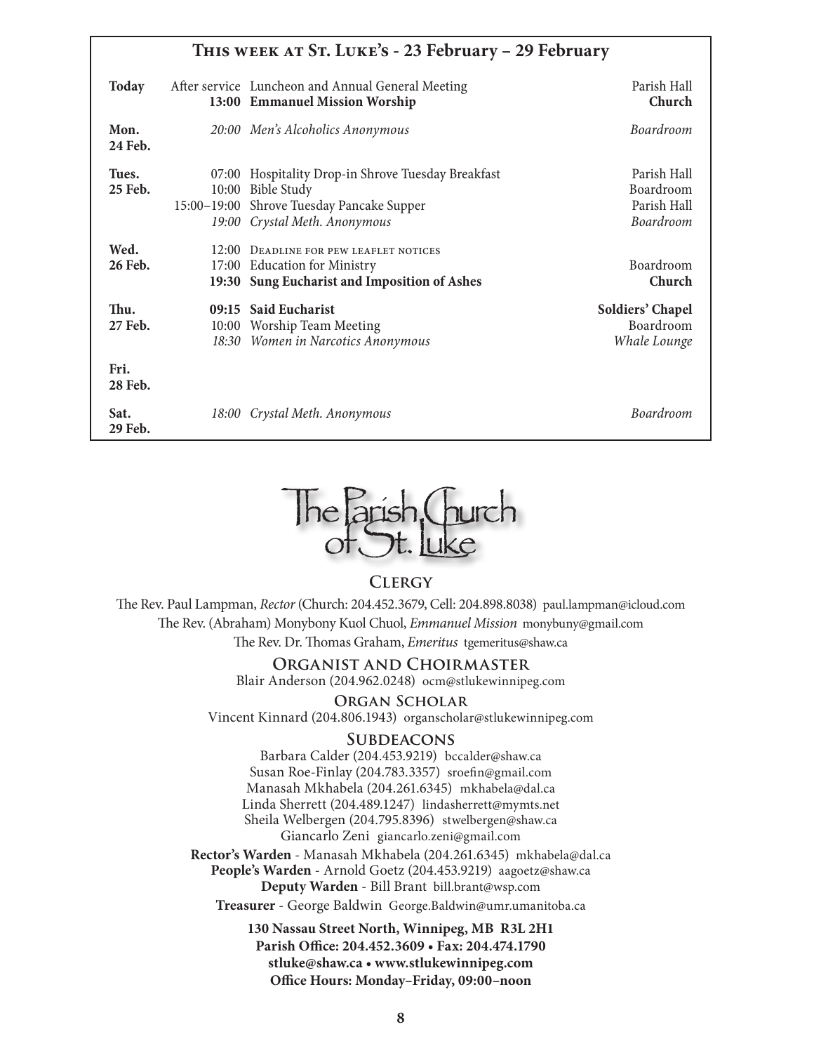## This week at St. Luke's - 23 February – 29 February

| | | | |
|---|---|---|---|
| **Today** | After service | Luncheon and Annual General Meeting | Parish Hall |
| | **13:00** | **Emmanuel Mission Worship** | **Church** |
| **Mon. 24 Feb.** | *20:00* | *Men's Alcoholics Anonymous* | *Boardroom* |
| **Tues. 25 Feb.** | 07:00 | Hospitality Drop-in Shrove Tuesday Breakfast | Parish Hall |
| | 10:00 | Bible Study | Boardroom |
| | 15:00–19:00 | Shrove Tuesday Pancake Supper | Parish Hall |
| | *19:00* | *Crystal Meth. Anonymous* | *Boardroom* |
| **Wed. 26 Feb.** | 12:00 | Deadline for pew leaflet notices | |
| | 17:00 | Education for Ministry | Boardroom |
| | **19:30** | **Sung Eucharist and Imposition of Ashes** | **Church** |
| **Thu. 27 Feb.** | **09:15** | **Said Eucharist** | **Soldiers' Chapel** |
| | 10:00 | Worship Team Meeting | Boardroom |
| | *18:30* | *Women in Narcotics Anonymous* | *Whale Lounge* |
| **Fri. 28 Feb.** | | | |
| **Sat. 29 Feb.** | *18:00* | *Crystal Meth. Anonymous* | *Boardroom* |

# The Parish Church of St. Luke

### Clergy

The Rev. Paul Lampman, *Rector* (Church: 204.452.3679, Cell: 204.898.8038) paul.lampman@icloud.com
The Rev. (Abraham) Monybony Kuol Chuol, *Emmanuel Mission* monybuny@gmail.com
The Rev. Dr. Thomas Graham, *Emeritus* tgemeritus@shaw.ca

### Organist and Choirmaster

Blair Anderson (204.962.0248) ocm@stlukewinnipeg.com

### Organ Scholar

Vincent Kinnard (204.806.1943) organscholar@stlukewinnipeg.com

### Subdeacons

Barbara Calder (204.453.9219) bccalder@shaw.ca
Susan Roe-Finlay (204.783.3357) sroefin@gmail.com
Manasah Mkhabela (204.261.6345) mkhabela@dal.ca
Linda Sherrett (204.489.1247) lindasherrett@mymts.net
Sheila Welbergen (204.795.8396) stwelbergen@shaw.ca
Giancarlo Zeni giancarlo.zeni@gmail.com

**Rector's Warden** - Manasah Mkhabela (204.261.6345) mkhabela@dal.ca
**People's Warden** - Arnold Goetz (204.453.9219) aagoetz@shaw.ca
**Deputy Warden** - Bill Brant bill.brant@wsp.com
**Treasurer** - George Baldwin George.Baldwin@umr.umanitoba.ca

**130 Nassau Street North, Winnipeg, MB R3L 2H1**
**Parish Office: 204.452.3609 • Fax: 204.474.1790**
**stluke@shaw.ca • www.stlukewinnipeg.com**
**Office Hours: Monday–Friday, 09:00–noon**